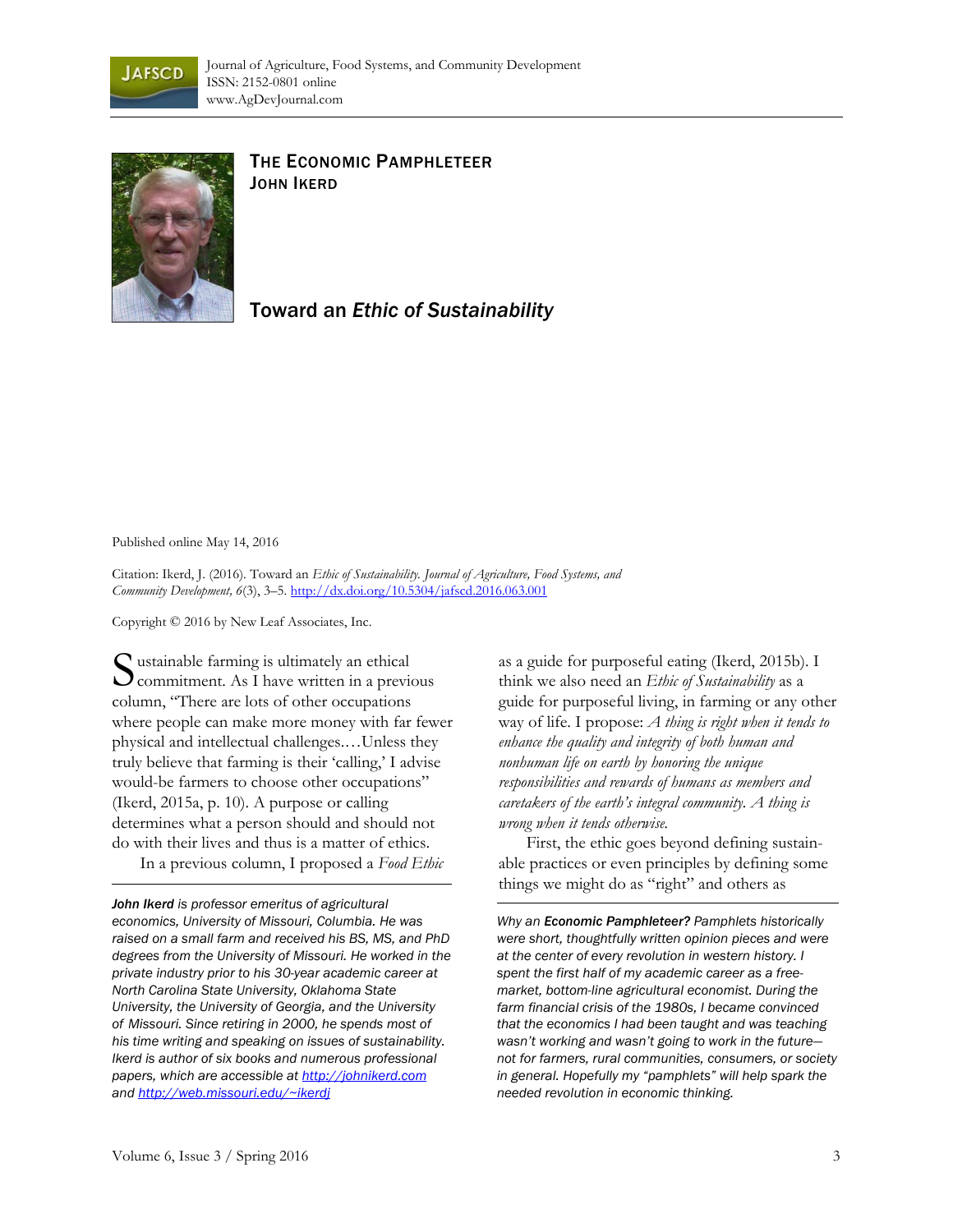Journal of Agriculture, Food Systems, and Community Development
ISSN: 2152-0801 online
www.AgDevJournal.com

**THE ECONOMIC PAMPHLETEER**
**JOHN IKERD**

# Toward an *Ethic of Sustainability*

Published online May 14, 2016

Citation: Ikerd, J. (2016). Toward an *Ethic of Sustainability. Journal of Agriculture, Food Systems, and Community Development, 6*(3), 3–5. http://dx.doi.org/10.5304/jafscd.2016.063.001

Copyright © 2016 by New Leaf Associates, Inc.

Sustainable farming is ultimately an ethical commitment. As I have written in a previous column, "There are lots of other occupations where people can make more money with far fewer physical and intellectual challenges.…Unless they truly believe that farming is their 'calling,' I advise would-be farmers to choose other occupations" (Ikerd, 2015a, p. 10). A purpose or calling determines what a person should and should not do with their lives and thus is a matter of ethics.

In a previous column, I proposed a *Food Ethic* as a guide for purposeful eating (Ikerd, 2015b). I think we also need an *Ethic of Sustainability* as a guide for purposeful living, in farming or any other way of life. I propose: *A thing is right when it tends to enhance the quality and integrity of both human and nonhuman life on earth by honoring the unique responsibilities and rewards of humans as members and caretakers of the earth's integral community. A thing is wrong when it tends otherwise.*

First, the ethic goes beyond defining sustainable practices or even principles by defining some things we might do as "right" and others as

---

***John Ikerd*** *is professor emeritus of agricultural economics, University of Missouri, Columbia. He was raised on a small farm and received his BS, MS, and PhD degrees from the University of Missouri. He worked in the private industry prior to his 30-year academic career at North Carolina State University, Oklahoma State University, the University of Georgia, and the University of Missouri. Since retiring in 2000, he spends most of his time writing and speaking on issues of sustainability. Ikerd is author of six books and numerous professional papers, which are accessible at http://johnikerd.com and http://web.missouri.edu/~ikerdj*

*Why an* ***Economic Pamphleteer?*** *Pamphlets historically were short, thoughtfully written opinion pieces and were at the center of every revolution in western history. I spent the first half of my academic career as a free-market, bottom-line agricultural economist. During the farm financial crisis of the 1980s, I became convinced that the economics I had been taught and was teaching wasn't working and wasn't going to work in the future—not for farmers, rural communities, consumers, or society in general. Hopefully my "pamphlets" will help spark the needed revolution in economic thinking.*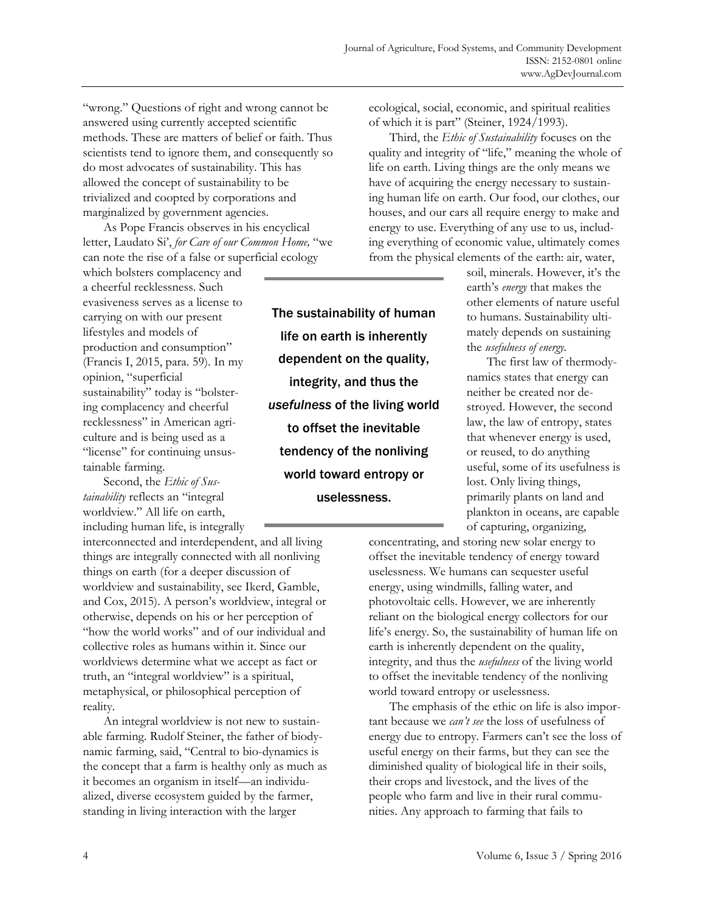"wrong." Questions of right and wrong cannot be answered using currently accepted scientific methods. These are matters of belief or faith. Thus scientists tend to ignore them, and consequently so do most advocates of sustainability. This has allowed the concept of sustainability to be trivialized and coopted by corporations and marginalized by government agencies.

As Pope Francis observes in his encyclical letter, Laudato Si', *for Care of our Common Home,* "we can note the rise of a false or superficial ecology which bolsters complacency and a cheerful recklessness. Such evasiveness serves as a license to carrying on with our present lifestyles and models of production and consumption" (Francis I, 2015, para. 59). In my opinion, "superficial sustainability" today is "bolstering complacency and cheerful recklessness" in American agriculture and is being used as a "license" for continuing unsustainable farming.

Second, the *Ethic of Sustainability* reflects an "integral worldview." All life on earth, including human life, is integrally interconnected and interdependent, and all living things are integrally connected with all nonliving things on earth (for a deeper discussion of worldview and sustainability, see Ikerd, Gamble, and Cox, 2015). A person's worldview, integral or otherwise, depends on his or her perception of "how the world works" and of our individual and collective roles as humans within it. Since our worldviews determine what we accept as fact or truth, an "integral worldview" is a spiritual, metaphysical, or philosophical perception of reality.

An integral worldview is not new to sustainable farming. Rudolf Steiner, the father of biodynamic farming, said, "Central to bio-dynamics is the concept that a farm is healthy only as much as it becomes an organism in itself—an individualized, diverse ecosystem guided by the farmer, standing in living interaction with the larger ecological, social, economic, and spiritual realities of which it is part" (Steiner, 1924/1993).

Third, the *Ethic of Sustainability* focuses on the quality and integrity of "life," meaning the whole of life on earth. Living things are the only means we have of acquiring the energy necessary to sustaining human life on earth. Our food, our clothes, our houses, and our cars all require energy to make and energy to use. Everything of any use to us, including everything of economic value, ultimately comes from the physical elements of the earth: air, water, soil, minerals. However, it's the earth's *energy* that makes the other elements of nature useful to humans. Sustainability ultimately depends on sustaining the *usefulness of energy*.

> The sustainability of human life on earth is inherently dependent on the quality, integrity, and thus the *usefulness* of the living world to offset the inevitable tendency of the nonliving world toward entropy or uselessness.

The first law of thermodynamics states that energy can neither be created nor destroyed. However, the second law, the law of entropy, states that whenever energy is used, or reused, to do anything useful, some of its usefulness is lost. Only living things, primarily plants on land and plankton in oceans, are capable of capturing, organizing, concentrating, and storing new solar energy to offset the inevitable tendency of energy toward uselessness. We humans can sequester useful energy, using windmills, falling water, and photovoltaic cells. However, we are inherently reliant on the biological energy collectors for our life's energy. So, the sustainability of human life on earth is inherently dependent on the quality, integrity, and thus the *usefulness* of the living world to offset the inevitable tendency of the nonliving world toward entropy or uselessness.

The emphasis of the ethic on life is also important because we *can't see* the loss of usefulness of energy due to entropy. Farmers can't see the loss of useful energy on their farms, but they can see the diminished quality of biological life in their soils, their crops and livestock, and the lives of the people who farm and live in their rural communities. Any approach to farming that fails to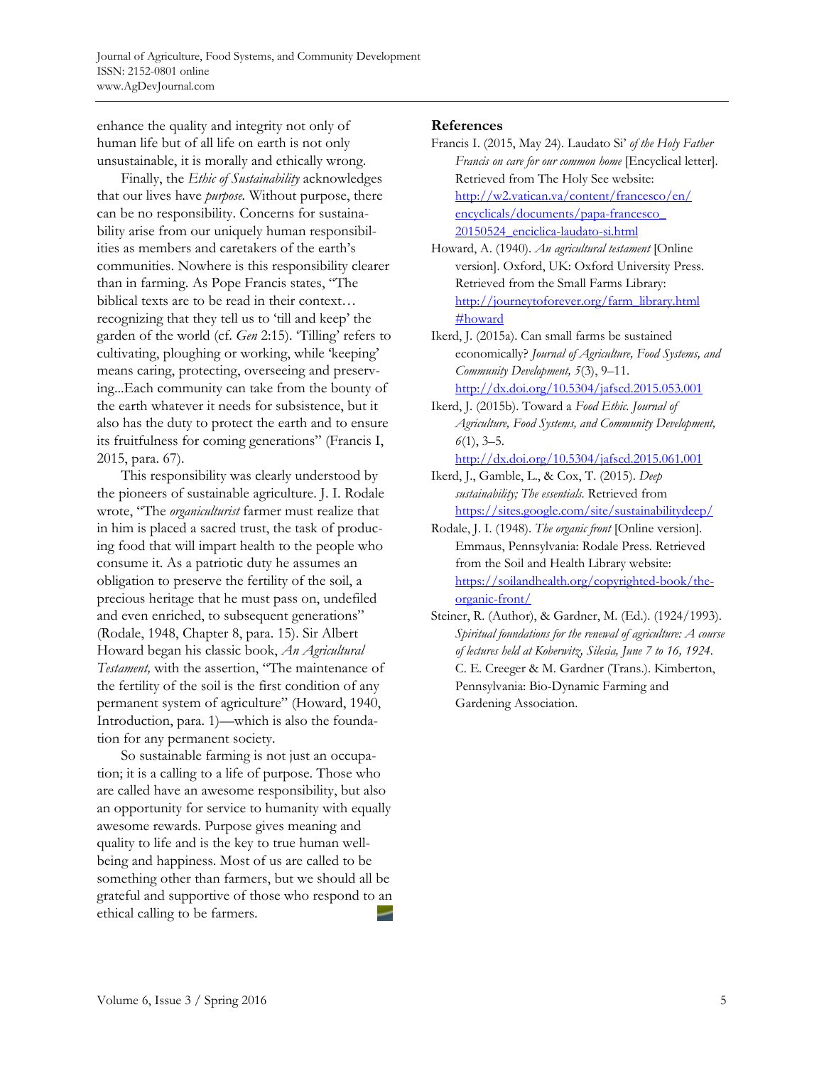enhance the quality and integrity not only of human life but of all life on earth is not only unsustainable, it is morally and ethically wrong.

Finally, the *Ethic of Sustainability* acknowledges that our lives have *purpose*. Without purpose, there can be no responsibility. Concerns for sustainability arise from our uniquely human responsibilities as members and caretakers of the earth's communities. Nowhere is this responsibility clearer than in farming. As Pope Francis states, "The biblical texts are to be read in their context… recognizing that they tell us to 'till and keep' the garden of the world (cf. *Gen* 2:15). 'Tilling' refers to cultivating, ploughing or working, while 'keeping' means caring, protecting, overseeing and preserving...Each community can take from the bounty of the earth whatever it needs for subsistence, but it also has the duty to protect the earth and to ensure its fruitfulness for coming generations" (Francis I, 2015, para. 67).

This responsibility was clearly understood by the pioneers of sustainable agriculture. J. I. Rodale wrote, "The *organiculturist* farmer must realize that in him is placed a sacred trust, the task of producing food that will impart health to the people who consume it. As a patriotic duty he assumes an obligation to preserve the fertility of the soil, a precious heritage that he must pass on, undefiled and even enriched, to subsequent generations" (Rodale, 1948, Chapter 8, para. 15). Sir Albert Howard began his classic book, *An Agricultural Testament,* with the assertion, "The maintenance of the fertility of the soil is the first condition of any permanent system of agriculture" (Howard, 1940, Introduction, para. 1)—which is also the foundation for any permanent society.

So sustainable farming is not just an occupation; it is a calling to a life of purpose. Those who are called have an awesome responsibility, but also an opportunity for service to humanity with equally awesome rewards. Purpose gives meaning and quality to life and is the key to true human well-being and happiness. Most of us are called to be something other than farmers, but we should all be grateful and supportive of those who respond to an ethical calling to be farmers.

## References

Francis I. (2015, May 24). Laudato Si' *of the Holy Father Francis on care for our common home* [Encyclical letter]. Retrieved from The Holy See website: http://w2.vatican.va/content/francesco/en/encyclicals/documents/papa-francesco_20150524_enciclica-laudato-si.html

Howard, A. (1940). *An agricultural testament* [Online version]. Oxford, UK: Oxford University Press. Retrieved from the Small Farms Library: http://journeytoforever.org/farm_library.html#howard

Ikerd, J. (2015a). Can small farms be sustained economically? *Journal of Agriculture, Food Systems, and Community Development, 5*(3), 9–11. http://dx.doi.org/10.5304/jafscd.2015.053.001

Ikerd, J. (2015b). Toward a *Food Ethic. Journal of Agriculture, Food Systems, and Community Development, 6*(1), 3–5. http://dx.doi.org/10.5304/jafscd.2015.061.001

Ikerd, J., Gamble, L., & Cox, T. (2015). *Deep sustainability; The essentials.* Retrieved from https://sites.google.com/site/sustainabilitydeep/

Rodale, J. I. (1948). *The organic front* [Online version]. Emmaus, Pennsylvania: Rodale Press. Retrieved from the Soil and Health Library website: https://soilandhealth.org/copyrighted-book/the-organic-front/

Steiner, R. (Author), & Gardner, M. (Ed.). (1924/1993). *Spiritual foundations for the renewal of agriculture: A course of lectures held at Koberwitz, Silesia, June 7 to 16, 1924.* C. E. Creeger & M. Gardner (Trans.). Kimberton, Pennsylvania: Bio-Dynamic Farming and Gardening Association.